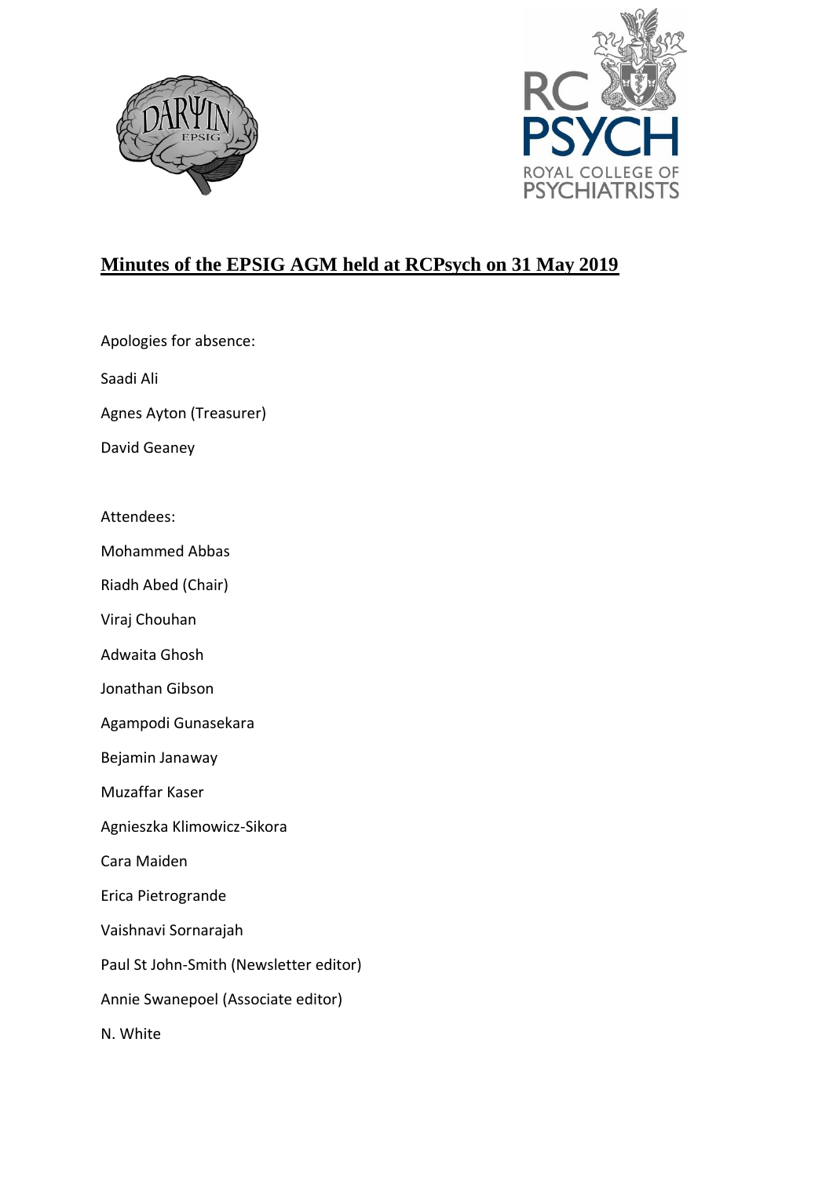# Minutes of the EPSIG AGM held at RCPsych on 31 May 2019

Apologies for absence:

Saadi Ali

Agnes Ayton (Treasurer)

David Geaney

Attendees:

Mohammed Abbas

Riadh Abed (Chair)

Viraj Chouhan

Adwaita Ghosh

Jonathan Gibson

Agampodi Gunasekara

Bejamin Janaway

Muzaffar Kaser

Agnieszka Klimowicz-Sikora

Cara Maiden

Erica Pietrogrande

Vaishnavi Sornarajah

Paul St John-Smith (Newsletter editor)

Annie Swanepoel (Associate editor)

N. White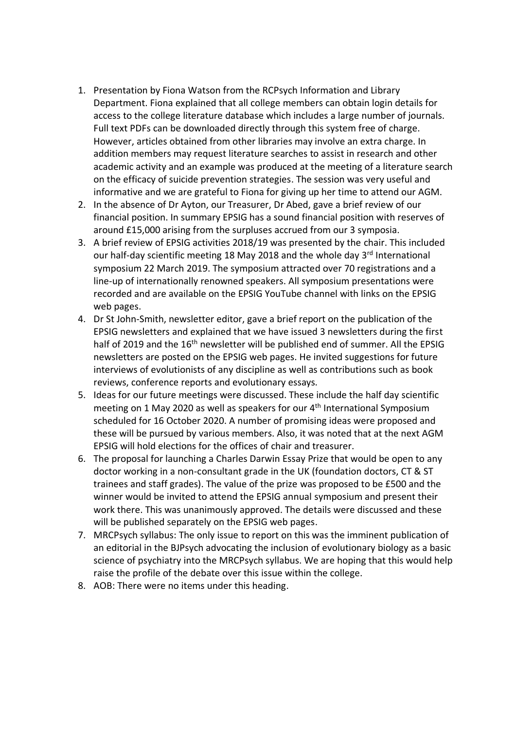1. Presentation by Fiona Watson from the RCPsych Information and Library Department. Fiona explained that all college members can obtain login details for access to the college literature database which includes a large number of journals. Full text PDFs can be downloaded directly through this system free of charge. However, articles obtained from other libraries may involve an extra charge. In addition members may request literature searches to assist in research and other academic activity and an example was produced at the meeting of a literature search on the efficacy of suicide prevention strategies. The session was very useful and informative and we are grateful to Fiona for giving up her time to attend our AGM.
2. In the absence of Dr Ayton, our Treasurer, Dr Abed, gave a brief review of our financial position. In summary EPSIG has a sound financial position with reserves of around £15,000 arising from the surpluses accrued from our 3 symposia.
3. A brief review of EPSIG activities 2018/19 was presented by the chair. This included our half-day scientific meeting 18 May 2018 and the whole day 3rd International symposium 22 March 2019. The symposium attracted over 70 registrations and a line-up of internationally renowned speakers. All symposium presentations were recorded and are available on the EPSIG YouTube channel with links on the EPSIG web pages.
4. Dr St John-Smith, newsletter editor, gave a brief report on the publication of the EPSIG newsletters and explained that we have issued 3 newsletters during the first half of 2019 and the 16th newsletter will be published end of summer. All the EPSIG newsletters are posted on the EPSIG web pages. He invited suggestions for future interviews of evolutionists of any discipline as well as contributions such as book reviews, conference reports and evolutionary essays.
5. Ideas for our future meetings were discussed. These include the half day scientific meeting on 1 May 2020 as well as speakers for our 4th International Symposium scheduled for 16 October 2020. A number of promising ideas were proposed and these will be pursued by various members. Also, it was noted that at the next AGM EPSIG will hold elections for the offices of chair and treasurer.
6. The proposal for launching a Charles Darwin Essay Prize that would be open to any doctor working in a non-consultant grade in the UK (foundation doctors, CT & ST trainees and staff grades). The value of the prize was proposed to be £500 and the winner would be invited to attend the EPSIG annual symposium and present their work there. This was unanimously approved. The details were discussed and these will be published separately on the EPSIG web pages.
7. MRCPsych syllabus: The only issue to report on this was the imminent publication of an editorial in the BJPsych advocating the inclusion of evolutionary biology as a basic science of psychiatry into the MRCPsych syllabus. We are hoping that this would help raise the profile of the debate over this issue within the college.
8. AOB: There were no items under this heading.